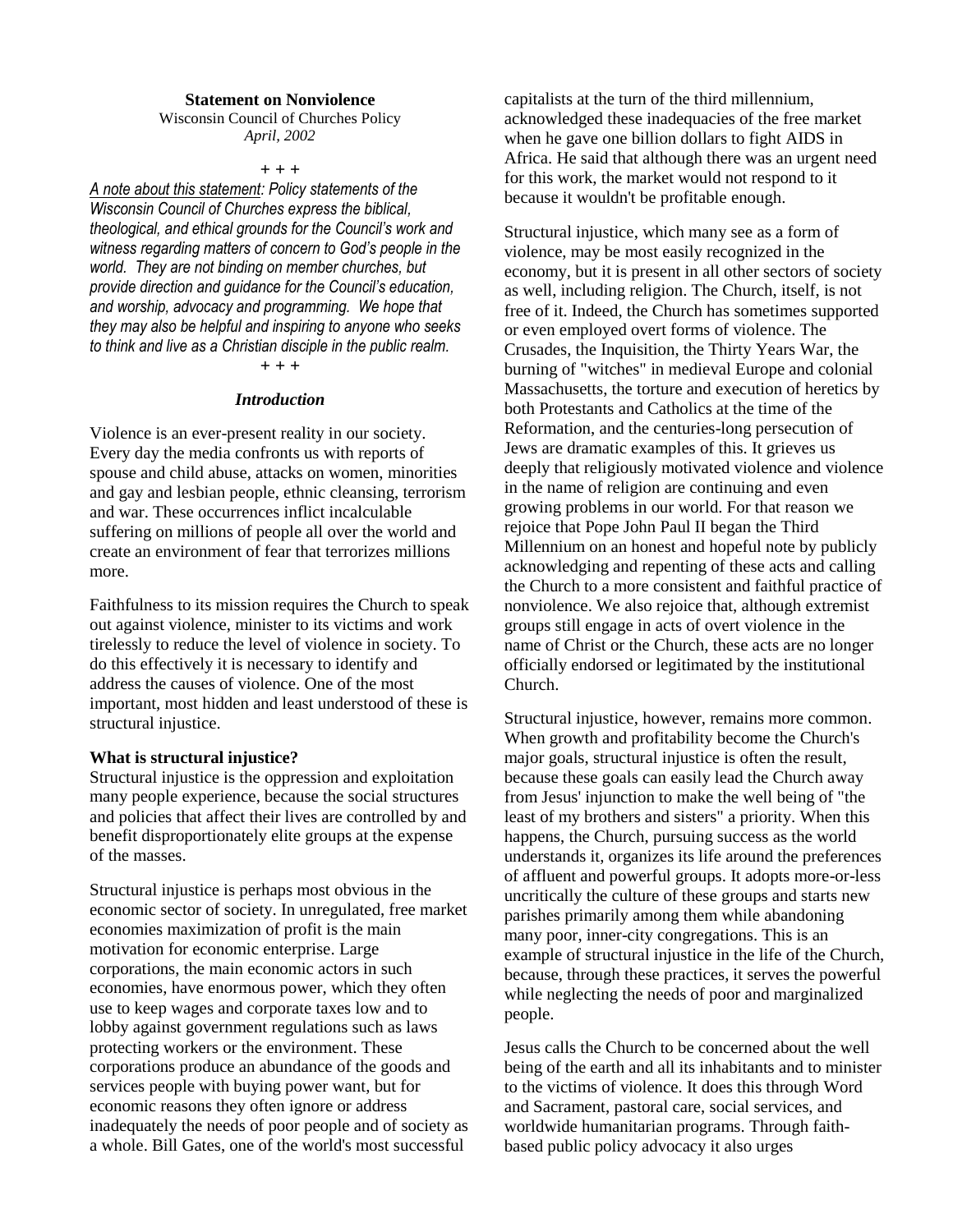**Statement on Nonviolence**

Wisconsin Council of Churches Policy

*April, 2002*

+ + +

*<u>A note about this statement</u>: Policy statements of the Wisconsin Council of Churches express the biblical, theological, and ethical grounds for the Council's work and witness regarding matters of concern to God's people in the world. They are not binding on member churches, but provide direction and guidance for the Council's education, and worship, advocacy and programming. We hope that they may also be helpful and inspiring to anyone who seeks to think and live as a Christian disciple in the public realm.*

+ + +

### *Introduction*

Violence is an ever-present reality in our society. Every day the media confronts us with reports of spouse and child abuse, attacks on women, minorities and gay and lesbian people, ethnic cleansing, terrorism and war. These occurrences inflict incalculable suffering on millions of people all over the world and create an environment of fear that terrorizes millions more.

Faithfulness to its mission requires the Church to speak out against violence, minister to its victims and work tirelessly to reduce the level of violence in society. To do this effectively it is necessary to identify and address the causes of violence. One of the most important, most hidden and least understood of these is structural injustice.

**What is structural injustice?**

Structural injustice is the oppression and exploitation many people experience, because the social structures and policies that affect their lives are controlled by and benefit disproportionately elite groups at the expense of the masses.

Structural injustice is perhaps most obvious in the economic sector of society. In unregulated, free market economies maximization of profit is the main motivation for economic enterprise. Large corporations, the main economic actors in such economies, have enormous power, which they often use to keep wages and corporate taxes low and to lobby against government regulations such as laws protecting workers or the environment. These corporations produce an abundance of the goods and services people with buying power want, but for economic reasons they often ignore or address inadequately the needs of poor people and of society as a whole. Bill Gates, one of the world's most successful capitalists at the turn of the third millennium, acknowledged these inadequacies of the free market when he gave one billion dollars to fight AIDS in Africa. He said that although there was an urgent need for this work, the market would not respond to it because it wouldn't be profitable enough.

Structural injustice, which many see as a form of violence, may be most easily recognized in the economy, but it is present in all other sectors of society as well, including religion. The Church, itself, is not free of it. Indeed, the Church has sometimes supported or even employed overt forms of violence. The Crusades, the Inquisition, the Thirty Years War, the burning of "witches" in medieval Europe and colonial Massachusetts, the torture and execution of heretics by both Protestants and Catholics at the time of the Reformation, and the centuries-long persecution of Jews are dramatic examples of this. It grieves us deeply that religiously motivated violence and violence in the name of religion are continuing and even growing problems in our world. For that reason we rejoice that Pope John Paul II began the Third Millennium on an honest and hopeful note by publicly acknowledging and repenting of these acts and calling the Church to a more consistent and faithful practice of nonviolence. We also rejoice that, although extremist groups still engage in acts of overt violence in the name of Christ or the Church, these acts are no longer officially endorsed or legitimated by the institutional Church.

Structural injustice, however, remains more common. When growth and profitability become the Church's major goals, structural injustice is often the result, because these goals can easily lead the Church away from Jesus' injunction to make the well being of "the least of my brothers and sisters" a priority. When this happens, the Church, pursuing success as the world understands it, organizes its life around the preferences of affluent and powerful groups. It adopts more-or-less uncritically the culture of these groups and starts new parishes primarily among them while abandoning many poor, inner-city congregations. This is an example of structural injustice in the life of the Church, because, through these practices, it serves the powerful while neglecting the needs of poor and marginalized people.

Jesus calls the Church to be concerned about the well being of the earth and all its inhabitants and to minister to the victims of violence. It does this through Word and Sacrament, pastoral care, social services, and worldwide humanitarian programs. Through faith-based public policy advocacy it also urges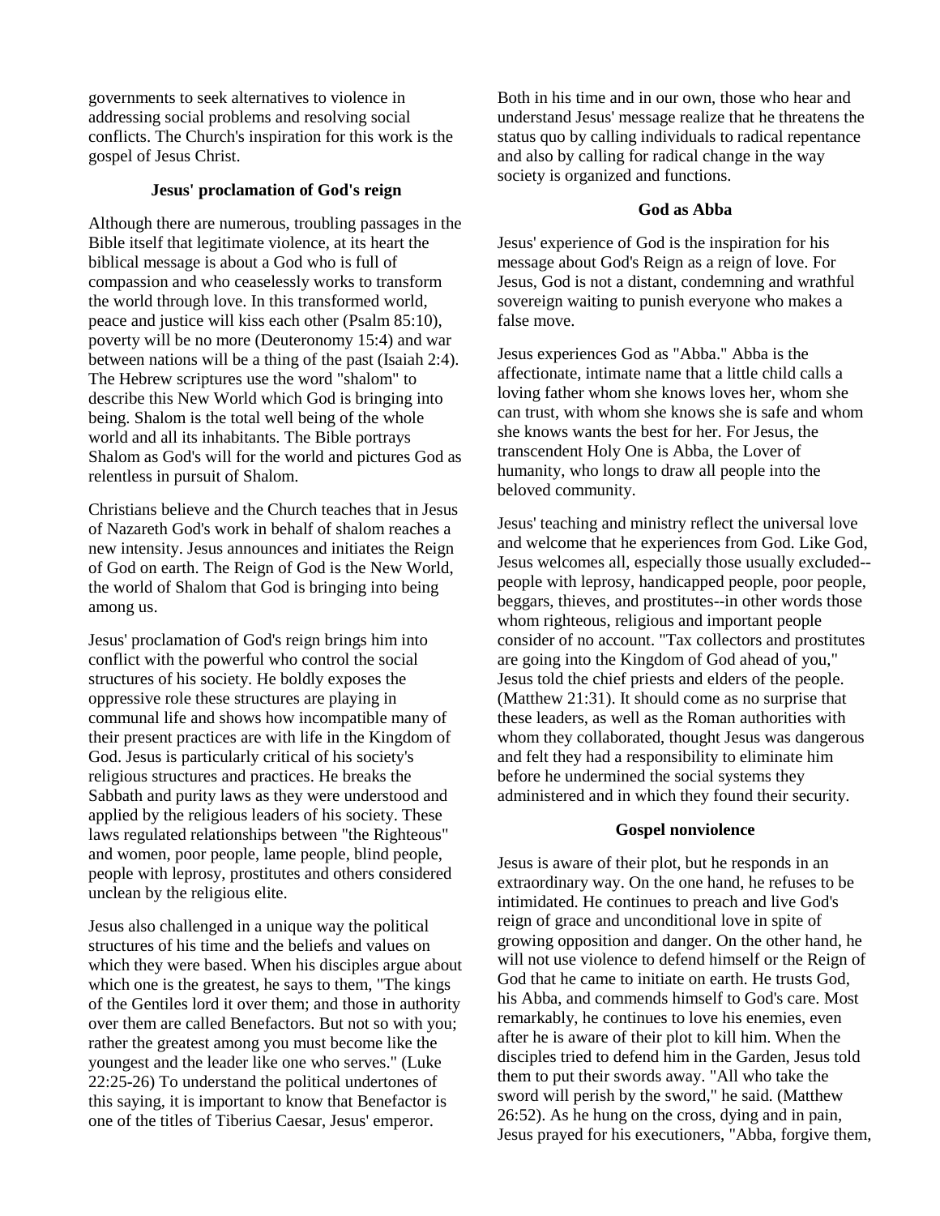governments to seek alternatives to violence in addressing social problems and resolving social conflicts. The Church's inspiration for this work is the gospel of Jesus Christ.

### Jesus' proclamation of God's reign

Although there are numerous, troubling passages in the Bible itself that legitimate violence, at its heart the biblical message is about a God who is full of compassion and who ceaselessly works to transform the world through love. In this transformed world, peace and justice will kiss each other (Psalm 85:10), poverty will be no more (Deuteronomy 15:4) and war between nations will be a thing of the past (Isaiah 2:4). The Hebrew scriptures use the word "shalom" to describe this New World which God is bringing into being. Shalom is the total well being of the whole world and all its inhabitants. The Bible portrays Shalom as God's will for the world and pictures God as relentless in pursuit of Shalom.

Christians believe and the Church teaches that in Jesus of Nazareth God's work in behalf of shalom reaches a new intensity. Jesus announces and initiates the Reign of God on earth. The Reign of God is the New World, the world of Shalom that God is bringing into being among us.

Jesus' proclamation of God's reign brings him into conflict with the powerful who control the social structures of his society. He boldly exposes the oppressive role these structures are playing in communal life and shows how incompatible many of their present practices are with life in the Kingdom of God. Jesus is particularly critical of his society's religious structures and practices. He breaks the Sabbath and purity laws as they were understood and applied by the religious leaders of his society. These laws regulated relationships between "the Righteous" and women, poor people, lame people, blind people, people with leprosy, prostitutes and others considered unclean by the religious elite.

Jesus also challenged in a unique way the political structures of his time and the beliefs and values on which they were based. When his disciples argue about which one is the greatest, he says to them, "The kings of the Gentiles lord it over them; and those in authority over them are called Benefactors. But not so with you; rather the greatest among you must become like the youngest and the leader like one who serves." (Luke 22:25-26) To understand the political undertones of this saying, it is important to know that Benefactor is one of the titles of Tiberius Caesar, Jesus' emperor.

Both in his time and in our own, those who hear and understand Jesus' message realize that he threatens the status quo by calling individuals to radical repentance and also by calling for radical change in the way society is organized and functions.

### God as Abba

Jesus' experience of God is the inspiration for his message about God's Reign as a reign of love. For Jesus, God is not a distant, condemning and wrathful sovereign waiting to punish everyone who makes a false move.

Jesus experiences God as "Abba." Abba is the affectionate, intimate name that a little child calls a loving father whom she knows loves her, whom she can trust, with whom she knows she is safe and whom she knows wants the best for her. For Jesus, the transcendent Holy One is Abba, the Lover of humanity, who longs to draw all people into the beloved community.

Jesus' teaching and ministry reflect the universal love and welcome that he experiences from God. Like God, Jesus welcomes all, especially those usually excluded--people with leprosy, handicapped people, poor people, beggars, thieves, and prostitutes--in other words those whom righteous, religious and important people consider of no account. "Tax collectors and prostitutes are going into the Kingdom of God ahead of you," Jesus told the chief priests and elders of the people. (Matthew 21:31). It should come as no surprise that these leaders, as well as the Roman authorities with whom they collaborated, thought Jesus was dangerous and felt they had a responsibility to eliminate him before he undermined the social systems they administered and in which they found their security.

### Gospel nonviolence

Jesus is aware of their plot, but he responds in an extraordinary way. On the one hand, he refuses to be intimidated. He continues to preach and live God's reign of grace and unconditional love in spite of growing opposition and danger. On the other hand, he will not use violence to defend himself or the Reign of God that he came to initiate on earth. He trusts God, his Abba, and commends himself to God's care. Most remarkably, he continues to love his enemies, even after he is aware of their plot to kill him. When the disciples tried to defend him in the Garden, Jesus told them to put their swords away. "All who take the sword will perish by the sword," he said. (Matthew 26:52). As he hung on the cross, dying and in pain, Jesus prayed for his executioners, "Abba, forgive them,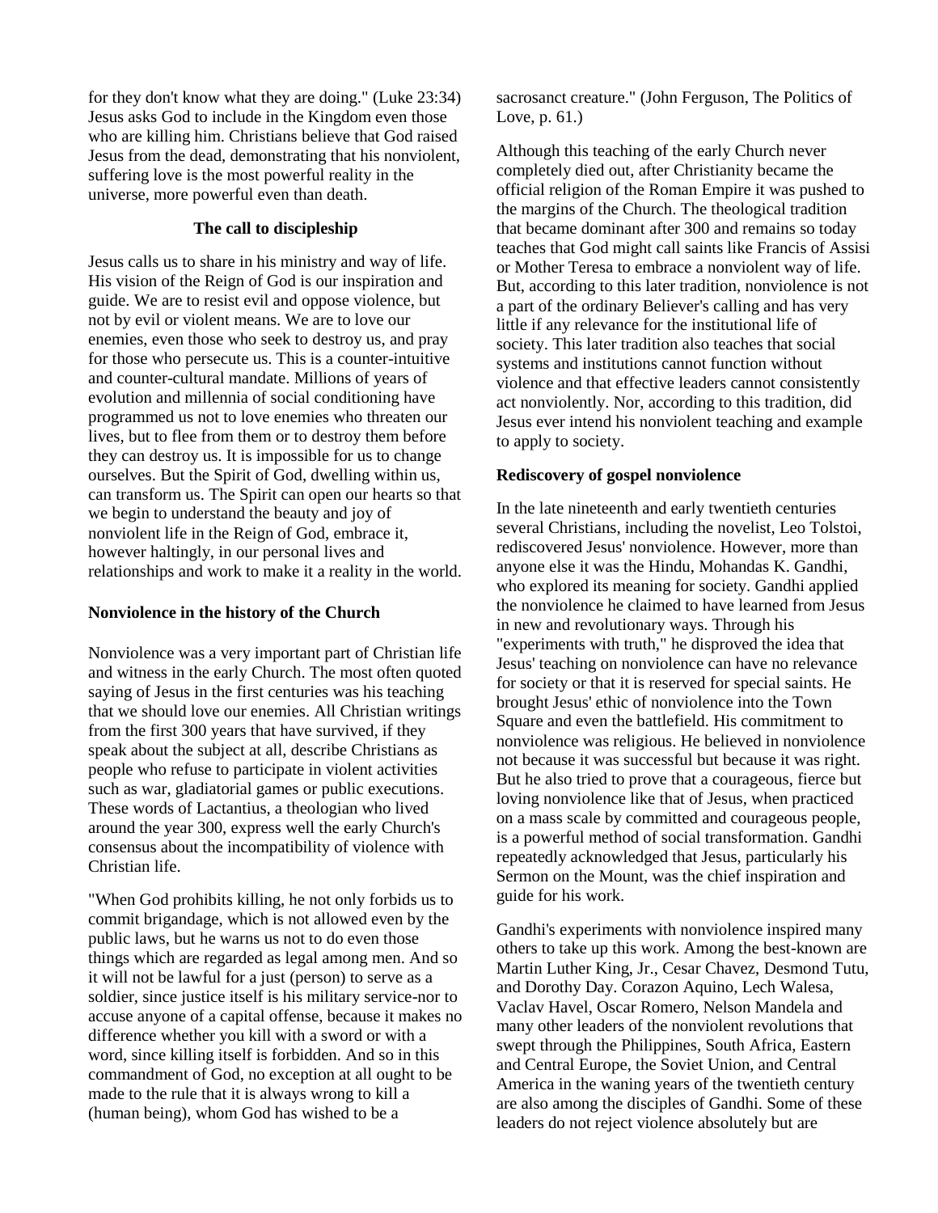for they don't know what they are doing." (Luke 23:34) Jesus asks God to include in the Kingdom even those who are killing him. Christians believe that God raised Jesus from the dead, demonstrating that his nonviolent, suffering love is the most powerful reality in the universe, more powerful even than death.

### The call to discipleship

Jesus calls us to share in his ministry and way of life. His vision of the Reign of God is our inspiration and guide. We are to resist evil and oppose violence, but not by evil or violent means. We are to love our enemies, even those who seek to destroy us, and pray for those who persecute us. This is a counter-intuitive and counter-cultural mandate. Millions of years of evolution and millennia of social conditioning have programmed us not to love enemies who threaten our lives, but to flee from them or to destroy them before they can destroy us. It is impossible for us to change ourselves. But the Spirit of God, dwelling within us, can transform us. The Spirit can open our hearts so that we begin to understand the beauty and joy of nonviolent life in the Reign of God, embrace it, however haltingly, in our personal lives and relationships and work to make it a reality in the world.

### Nonviolence in the history of the Church

Nonviolence was a very important part of Christian life and witness in the early Church. The most often quoted saying of Jesus in the first centuries was his teaching that we should love our enemies. All Christian writings from the first 300 years that have survived, if they speak about the subject at all, describe Christians as people who refuse to participate in violent activities such as war, gladiatorial games or public executions. These words of Lactantius, a theologian who lived around the year 300, express well the early Church's consensus about the incompatibility of violence with Christian life.

"When God prohibits killing, he not only forbids us to commit brigandage, which is not allowed even by the public laws, but he warns us not to do even those things which are regarded as legal among men. And so it will not be lawful for a just (person) to serve as a soldier, since justice itself is his military service-nor to accuse anyone of a capital offense, because it makes no difference whether you kill with a sword or with a word, since killing itself is forbidden. And so in this commandment of God, no exception at all ought to be made to the rule that it is always wrong to kill a (human being), whom God has wished to be a sacrosanct creature." (John Ferguson, The Politics of Love, p. 61.)

Although this teaching of the early Church never completely died out, after Christianity became the official religion of the Roman Empire it was pushed to the margins of the Church. The theological tradition that became dominant after 300 and remains so today teaches that God might call saints like Francis of Assisi or Mother Teresa to embrace a nonviolent way of life. But, according to this later tradition, nonviolence is not a part of the ordinary Believer's calling and has very little if any relevance for the institutional life of society. This later tradition also teaches that social systems and institutions cannot function without violence and that effective leaders cannot consistently act nonviolently. Nor, according to this tradition, did Jesus ever intend his nonviolent teaching and example to apply to society.

### Rediscovery of gospel nonviolence

In the late nineteenth and early twentieth centuries several Christians, including the novelist, Leo Tolstoi, rediscovered Jesus' nonviolence. However, more than anyone else it was the Hindu, Mohandas K. Gandhi, who explored its meaning for society. Gandhi applied the nonviolence he claimed to have learned from Jesus in new and revolutionary ways. Through his "experiments with truth," he disproved the idea that Jesus' teaching on nonviolence can have no relevance for society or that it is reserved for special saints. He brought Jesus' ethic of nonviolence into the Town Square and even the battlefield. His commitment to nonviolence was religious. He believed in nonviolence not because it was successful but because it was right. But he also tried to prove that a courageous, fierce but loving nonviolence like that of Jesus, when practiced on a mass scale by committed and courageous people, is a powerful method of social transformation. Gandhi repeatedly acknowledged that Jesus, particularly his Sermon on the Mount, was the chief inspiration and guide for his work.

Gandhi's experiments with nonviolence inspired many others to take up this work. Among the best-known are Martin Luther King, Jr., Cesar Chavez, Desmond Tutu, and Dorothy Day. Corazon Aquino, Lech Walesa, Vaclav Havel, Oscar Romero, Nelson Mandela and many other leaders of the nonviolent revolutions that swept through the Philippines, South Africa, Eastern and Central Europe, the Soviet Union, and Central America in the waning years of the twentieth century are also among the disciples of Gandhi. Some of these leaders do not reject violence absolutely but are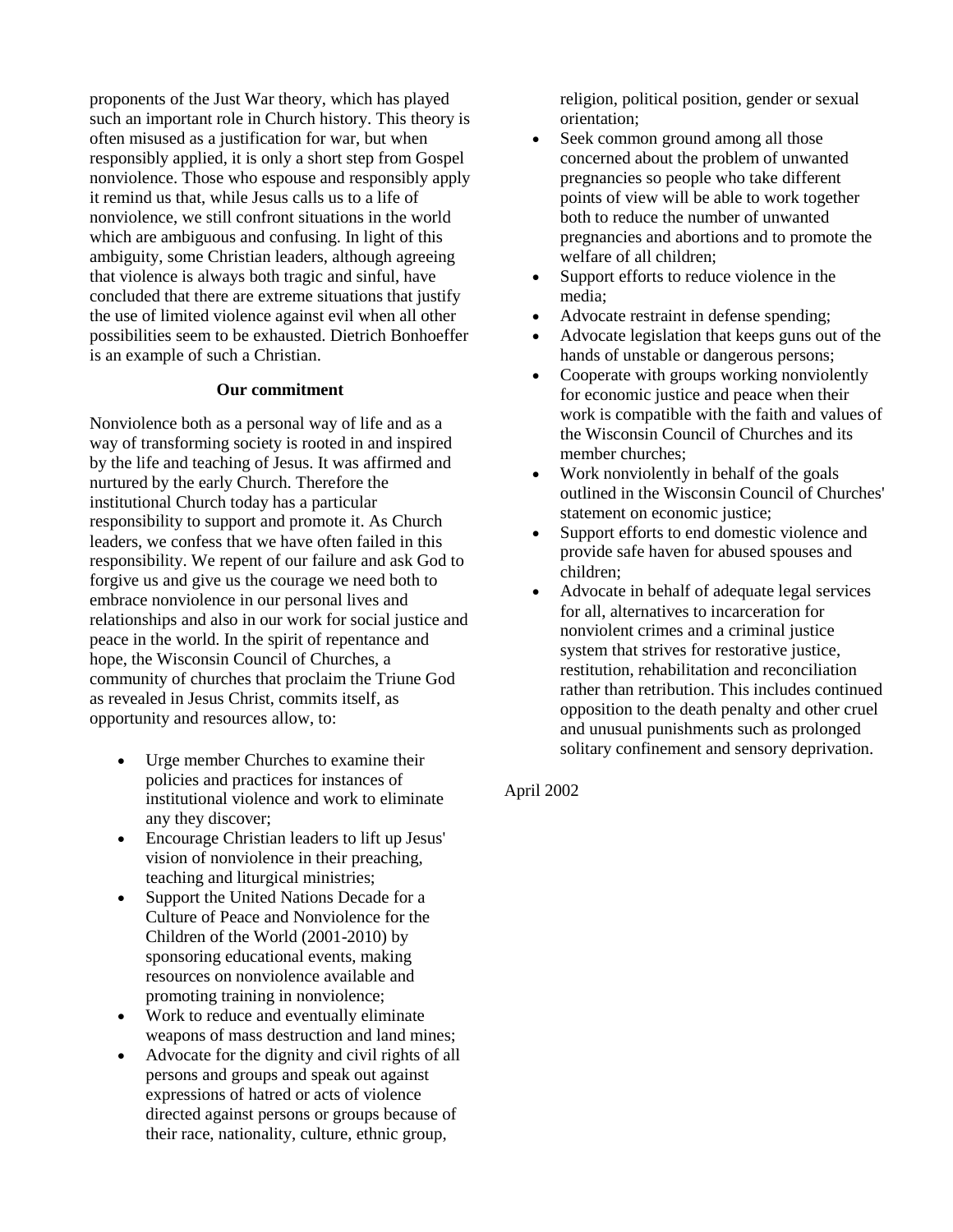proponents of the Just War theory, which has played such an important role in Church history. This theory is often misused as a justification for war, but when responsibly applied, it is only a short step from Gospel nonviolence. Those who espouse and responsibly apply it remind us that, while Jesus calls us to a life of nonviolence, we still confront situations in the world which are ambiguous and confusing. In light of this ambiguity, some Christian leaders, although agreeing that violence is always both tragic and sinful, have concluded that there are extreme situations that justify the use of limited violence against evil when all other possibilities seem to be exhausted. Dietrich Bonhoeffer is an example of such a Christian.

**Our commitment**

Nonviolence both as a personal way of life and as a way of transforming society is rooted in and inspired by the life and teaching of Jesus. It was affirmed and nurtured by the early Church. Therefore the institutional Church today has a particular responsibility to support and promote it. As Church leaders, we confess that we have often failed in this responsibility. We repent of our failure and ask God to forgive us and give us the courage we need both to embrace nonviolence in our personal lives and relationships and also in our work for social justice and peace in the world. In the spirit of repentance and hope, the Wisconsin Council of Churches, a community of churches that proclaim the Triune God as revealed in Jesus Christ, commits itself, as opportunity and resources allow, to:

- Urge member Churches to examine their policies and practices for instances of institutional violence and work to eliminate any they discover;
- Encourage Christian leaders to lift up Jesus' vision of nonviolence in their preaching, teaching and liturgical ministries;
- Support the United Nations Decade for a Culture of Peace and Nonviolence for the Children of the World (2001-2010) by sponsoring educational events, making resources on nonviolence available and promoting training in nonviolence;
- Work to reduce and eventually eliminate weapons of mass destruction and land mines;
- Advocate for the dignity and civil rights of all persons and groups and speak out against expressions of hatred or acts of violence directed against persons or groups because of their race, nationality, culture, ethnic group, religion, political position, gender or sexual orientation;
- Seek common ground among all those concerned about the problem of unwanted pregnancies so people who take different points of view will be able to work together both to reduce the number of unwanted pregnancies and abortions and to promote the welfare of all children;
- Support efforts to reduce violence in the media;
- Advocate restraint in defense spending;
- Advocate legislation that keeps guns out of the hands of unstable or dangerous persons;
- Cooperate with groups working nonviolently for economic justice and peace when their work is compatible with the faith and values of the Wisconsin Council of Churches and its member churches;
- Work nonviolently in behalf of the goals outlined in the Wisconsin Council of Churches' statement on economic justice;
- Support efforts to end domestic violence and provide safe haven for abused spouses and children;
- Advocate in behalf of adequate legal services for all, alternatives to incarceration for nonviolent crimes and a criminal justice system that strives for restorative justice, restitution, rehabilitation and reconciliation rather than retribution. This includes continued opposition to the death penalty and other cruel and unusual punishments such as prolonged solitary confinement and sensory deprivation.

April 2002